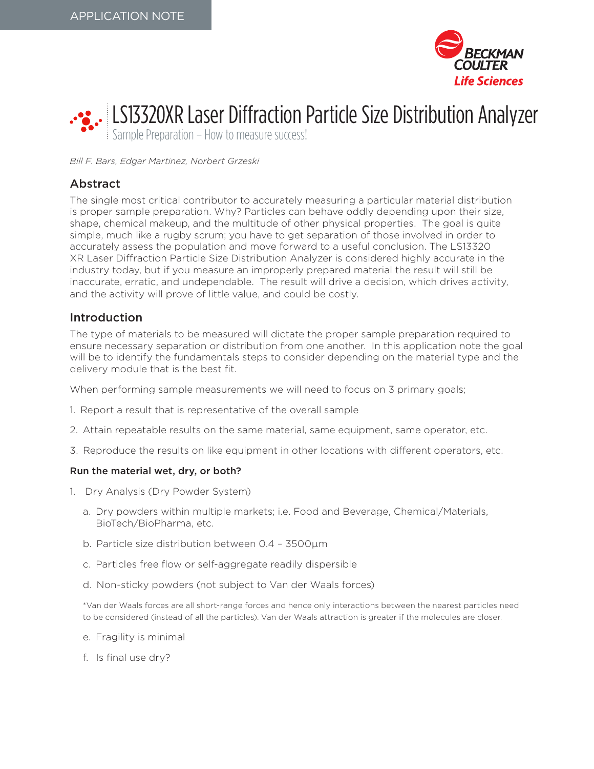APPLICATION NOTE

# LS13320XR Laser Diffraction Particle Size Distribution Analyzer

Sample Preparation – How to measure success!

*Bill F. Bars, Edgar Martinez, Norbert Grzeski*

## Abstract

The single most critical contributor to accurately measuring a particular material distribution is proper sample preparation. Why? Particles can behave oddly depending upon their size, shape, chemical makeup, and the multitude of other physical properties. The goal is quite simple, much like a rugby scrum; you have to get separation of those involved in order to accurately assess the population and move forward to a useful conclusion. The LS13320 XR Laser Diffraction Particle Size Distribution Analyzer is considered highly accurate in the industry today, but if you measure an improperly prepared material the result will still be inaccurate, erratic, and undependable. The result will drive a decision, which drives activity, and the activity will prove of little value, and could be costly.

## Introduction

The type of materials to be measured will dictate the proper sample preparation required to ensure necessary separation or distribution from one another. In this application note the goal will be to identify the fundamentals steps to consider depending on the material type and the delivery module that is the best fit.

When performing sample measurements we will need to focus on 3 primary goals;

1. Report a result that is representative of the overall sample
2. Attain repeatable results on the same material, same equipment, same operator, etc.
3. Reproduce the results on like equipment in other locations with different operators, etc.

**Run the material wet, dry, or both?**

1. Dry Analysis (Dry Powder System)
   a. Dry powders within multiple markets; i.e. Food and Beverage, Chemical/Materials, BioTech/BioPharma, etc.
   b. Particle size distribution between 0.4 – 3500µm
   c. Particles free flow or self-aggregate readily dispersible
   d. Non-sticky powders (not subject to Van der Waals forces)

   *Van der Waals forces are all short-range forces and hence only interactions between the nearest particles need to be considered (instead of all the particles). Van der Waals attraction is greater if the molecules are closer.

   e. Fragility is minimal
   f. Is final use dry?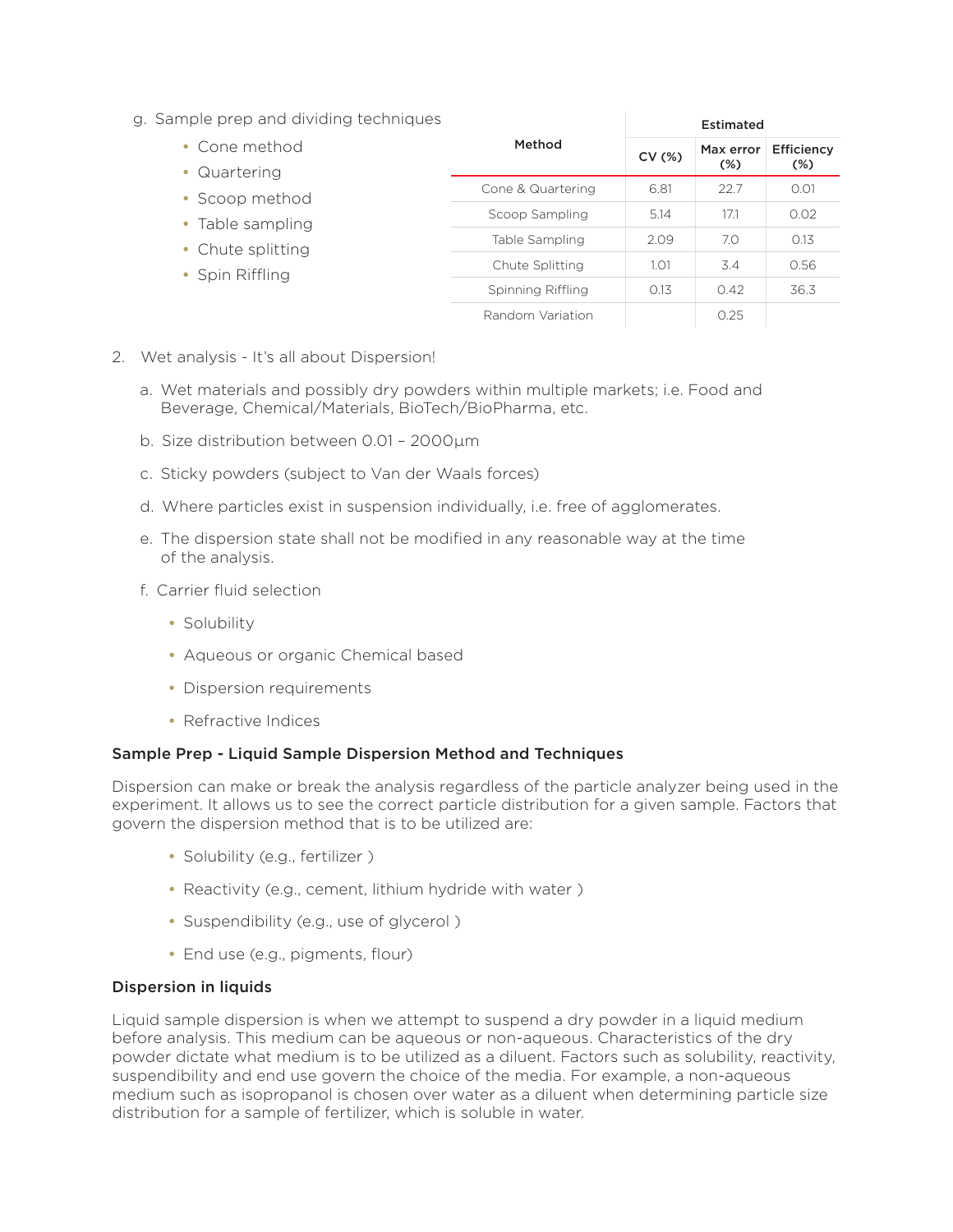g. Sample prep and dividing techniques

- Cone method
- Quartering
- Scoop method
- Table sampling
- Chute splitting
- Spin Riffling

| Method | Estimated | | |
|---|---|---|---|
| | CV (%) | Max error (%) | Efficiency (%) |
| Cone & Quartering | 6.81 | 22.7 | 0.01 |
| Scoop Sampling | 5.14 | 17.1 | 0.02 |
| Table Sampling | 2.09 | 7.0 | 0.13 |
| Chute Splitting | 1.01 | 3.4 | 0.56 |
| Spinning Riffling | 0.13 | 0.42 | 36.3 |
| Random Variation | | 0.25 | |

2. Wet analysis - It's all about Dispersion!

   a. Wet materials and possibly dry powders within multiple markets; i.e. Food and Beverage, Chemical/Materials, BioTech/BioPharma, etc.

   b. Size distribution between 0.01 – 2000µm

   c. Sticky powders (subject to Van der Waals forces)

   d. Where particles exist in suspension individually, i.e. free of agglomerates.

   e. The dispersion state shall not be modified in any reasonable way at the time of the analysis.

   f. Carrier fluid selection

      - Solubility
      - Aqueous or organic Chemical based
      - Dispersion requirements
      - Refractive Indices

### Sample Prep - Liquid Sample Dispersion Method and Techniques

Dispersion can make or break the analysis regardless of the particle analyzer being used in the experiment. It allows us to see the correct particle distribution for a given sample. Factors that govern the dispersion method that is to be utilized are:

- Solubility (e.g., fertilizer )
- Reactivity (e.g., cement, lithium hydride with water )
- Suspendibility (e.g., use of glycerol )
- End use (e.g., pigments, flour)

### Dispersion in liquids

Liquid sample dispersion is when we attempt to suspend a dry powder in a liquid medium before analysis. This medium can be aqueous or non-aqueous. Characteristics of the dry powder dictate what medium is to be utilized as a diluent. Factors such as solubility, reactivity, suspendibility and end use govern the choice of the media. For example, a non-aqueous medium such as isopropanol is chosen over water as a diluent when determining particle size distribution for a sample of fertilizer, which is soluble in water.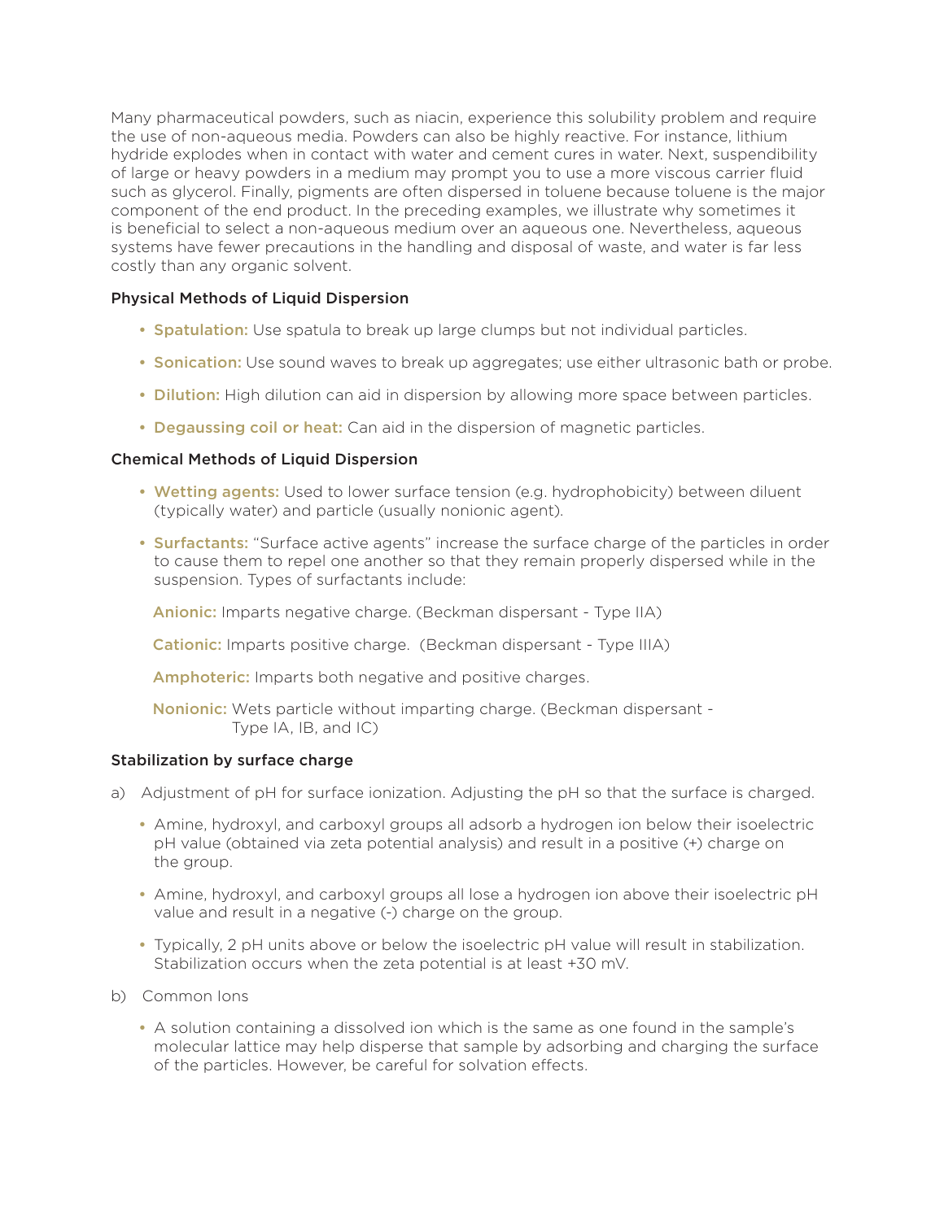Many pharmaceutical powders, such as niacin, experience this solubility problem and require the use of non-aqueous media. Powders can also be highly reactive. For instance, lithium hydride explodes when in contact with water and cement cures in water. Next, suspendibility of large or heavy powders in a medium may prompt you to use a more viscous carrier fluid such as glycerol. Finally, pigments are often dispersed in toluene because toluene is the major component of the end product. In the preceding examples, we illustrate why sometimes it is beneficial to select a non-aqueous medium over an aqueous one. Nevertheless, aqueous systems have fewer precautions in the handling and disposal of waste, and water is far less costly than any organic solvent.

### Physical Methods of Liquid Dispersion

- **Spatulation:** Use spatula to break up large clumps but not individual particles.
- **Sonication:** Use sound waves to break up aggregates; use either ultrasonic bath or probe.
- **Dilution:** High dilution can aid in dispersion by allowing more space between particles.
- **Degaussing coil or heat:** Can aid in the dispersion of magnetic particles.

### Chemical Methods of Liquid Dispersion

- **Wetting agents:** Used to lower surface tension (e.g. hydrophobicity) between diluent (typically water) and particle (usually nonionic agent).
- **Surfactants:** "Surface active agents" increase the surface charge of the particles in order to cause them to repel one another so that they remain properly dispersed while in the suspension. Types of surfactants include:

  **Anionic:** Imparts negative charge. (Beckman dispersant - Type IIA)

  **Cationic:** Imparts positive charge. (Beckman dispersant - Type IIIA)

  **Amphoteric:** Imparts both negative and positive charges.

  **Nonionic:** Wets particle without imparting charge. (Beckman dispersant - Type IA, IB, and IC)

### Stabilization by surface charge

a) Adjustment of pH for surface ionization. Adjusting the pH so that the surface is charged.

- Amine, hydroxyl, and carboxyl groups all adsorb a hydrogen ion below their isoelectric pH value (obtained via zeta potential analysis) and result in a positive (+) charge on the group.
- Amine, hydroxyl, and carboxyl groups all lose a hydrogen ion above their isoelectric pH value and result in a negative (-) charge on the group.
- Typically, 2 pH units above or below the isoelectric pH value will result in stabilization. Stabilization occurs when the zeta potential is at least +30 mV.

b) Common Ions

- A solution containing a dissolved ion which is the same as one found in the sample's molecular lattice may help disperse that sample by adsorbing and charging the surface of the particles. However, be careful for solvation effects.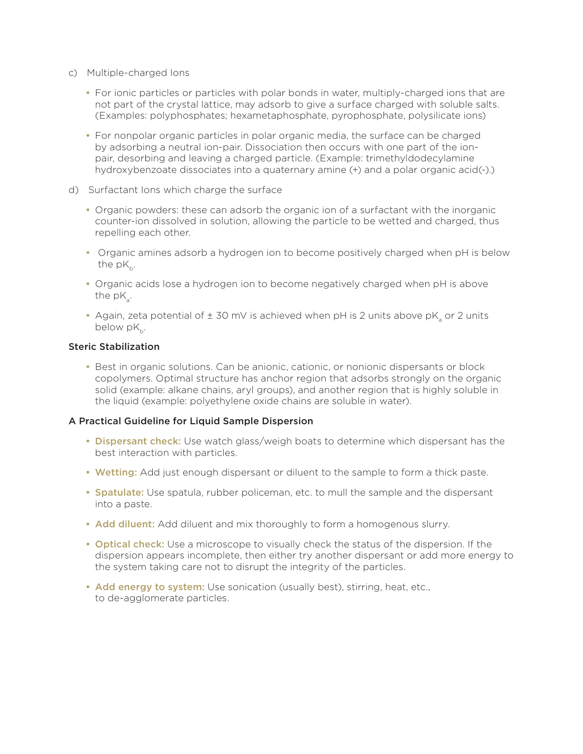c) Multiple-charged Ions

- For ionic particles or particles with polar bonds in water, multiply-charged ions that are not part of the crystal lattice, may adsorb to give a surface charged with soluble salts. (Examples: polyphosphates; hexametaphosphate, pyrophosphate, polysilicate ions)
- For nonpolar organic particles in polar organic media, the surface can be charged by adsorbing a neutral ion-pair. Dissociation then occurs with one part of the ion-pair, desorbing and leaving a charged particle. (Example: trimethyldodecylamine hydroxybenzoate dissociates into a quaternary amine (+) and a polar organic acid(-).)

d) Surfactant Ions which charge the surface

- Organic powders: these can adsorb the organic ion of a surfactant with the inorganic counter-ion dissolved in solution, allowing the particle to be wetted and charged, thus repelling each other.
- Organic amines adsorb a hydrogen ion to become positively charged when pH is below the $pK_b$.
- Organic acids lose a hydrogen ion to become negatively charged when pH is above the $pK_a$.
- Again, zeta potential of ± 30 mV is achieved when pH is 2 units above $pK_a$ or 2 units below $pK_b$.

**Steric Stabilization**

- Best in organic solutions. Can be anionic, cationic, or nonionic dispersants or block copolymers. Optimal structure has anchor region that adsorbs strongly on the organic solid (example: alkane chains, aryl groups), and another region that is highly soluble in the liquid (example: polyethylene oxide chains are soluble in water).

**A Practical Guideline for Liquid Sample Dispersion**

- **Dispersant check:** Use watch glass/weigh boats to determine which dispersant has the best interaction with particles.
- **Wetting:** Add just enough dispersant or diluent to the sample to form a thick paste.
- **Spatulate:** Use spatula, rubber policeman, etc. to mull the sample and the dispersant into a paste.
- **Add diluent:** Add diluent and mix thoroughly to form a homogenous slurry.
- **Optical check:** Use a microscope to visually check the status of the dispersion. If the dispersion appears incomplete, then either try another dispersant or add more energy to the system taking care not to disrupt the integrity of the particles.
- **Add energy to system:** Use sonication (usually best), stirring, heat, etc., to de-agglomerate particles.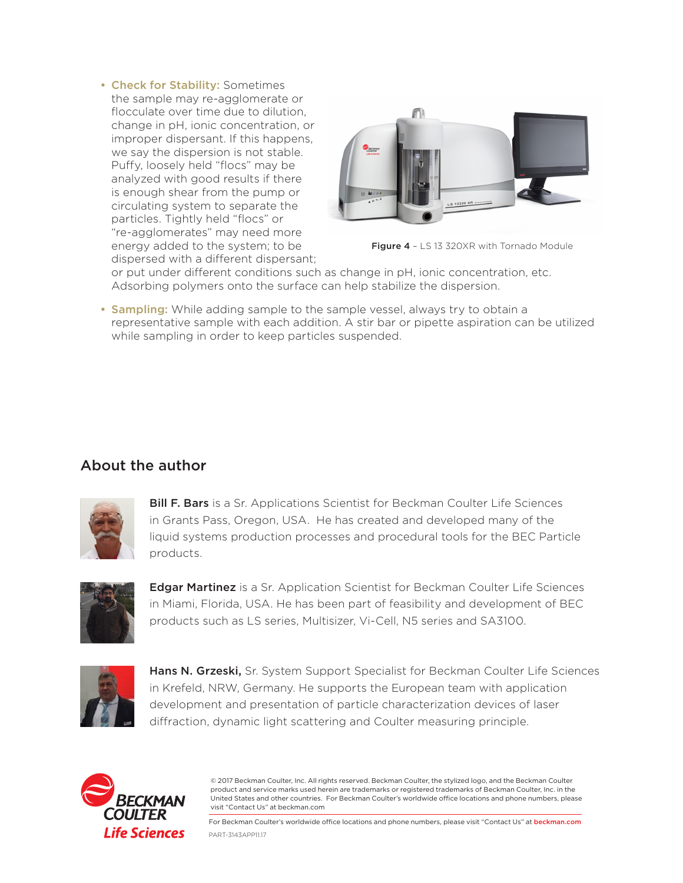- **Check for Stability:** Sometimes the sample may re-agglomerate or flocculate over time due to dilution, change in pH, ionic concentration, or improper dispersant. If this happens, we say the dispersion is not stable. Puffy, loosely held "flocs" may be analyzed with good results if there is enough shear from the pump or circulating system to separate the particles. Tightly held "flocs" or "re-agglomerates" may need more energy added to the system; to be dispersed with a different dispersant; or put under different conditions such as change in pH, ionic concentration, etc. Adsorbing polymers onto the surface can help stabilize the dispersion.

**Figure 4** – LS 13 320XR with Tornado Module

- **Sampling:** While adding sample to the sample vessel, always try to obtain a representative sample with each addition. A stir bar or pipette aspiration can be utilized while sampling in order to keep particles suspended.

## About the author

**Bill F. Bars** is a Sr. Applications Scientist for Beckman Coulter Life Sciences in Grants Pass, Oregon, USA. He has created and developed many of the liquid systems production processes and procedural tools for the BEC Particle products.

**Edgar Martinez** is a Sr. Application Scientist for Beckman Coulter Life Sciences in Miami, Florida, USA. He has been part of feasibility and development of BEC products such as LS series, Multisizer, Vi-Cell, N5 series and SA3100.

**Hans N. Grzeski,** Sr. System Support Specialist for Beckman Coulter Life Sciences in Krefeld, NRW, Germany. He supports the European team with application development and presentation of particle characterization devices of laser diffraction, dynamic light scattering and Coulter measuring principle.

© 2017 Beckman Coulter, Inc. All rights reserved. Beckman Coulter, the stylized logo, and the Beckman Coulter product and service marks used herein are trademarks or registered trademarks of Beckman Coulter, Inc. in the United States and other countries. For Beckman Coulter's worldwide office locations and phone numbers, please visit "Contact Us" at beckman.com

For Beckman Coulter's worldwide office locations and phone numbers, please visit "Contact Us" at **beckman.com**

PART-3143APP11.17